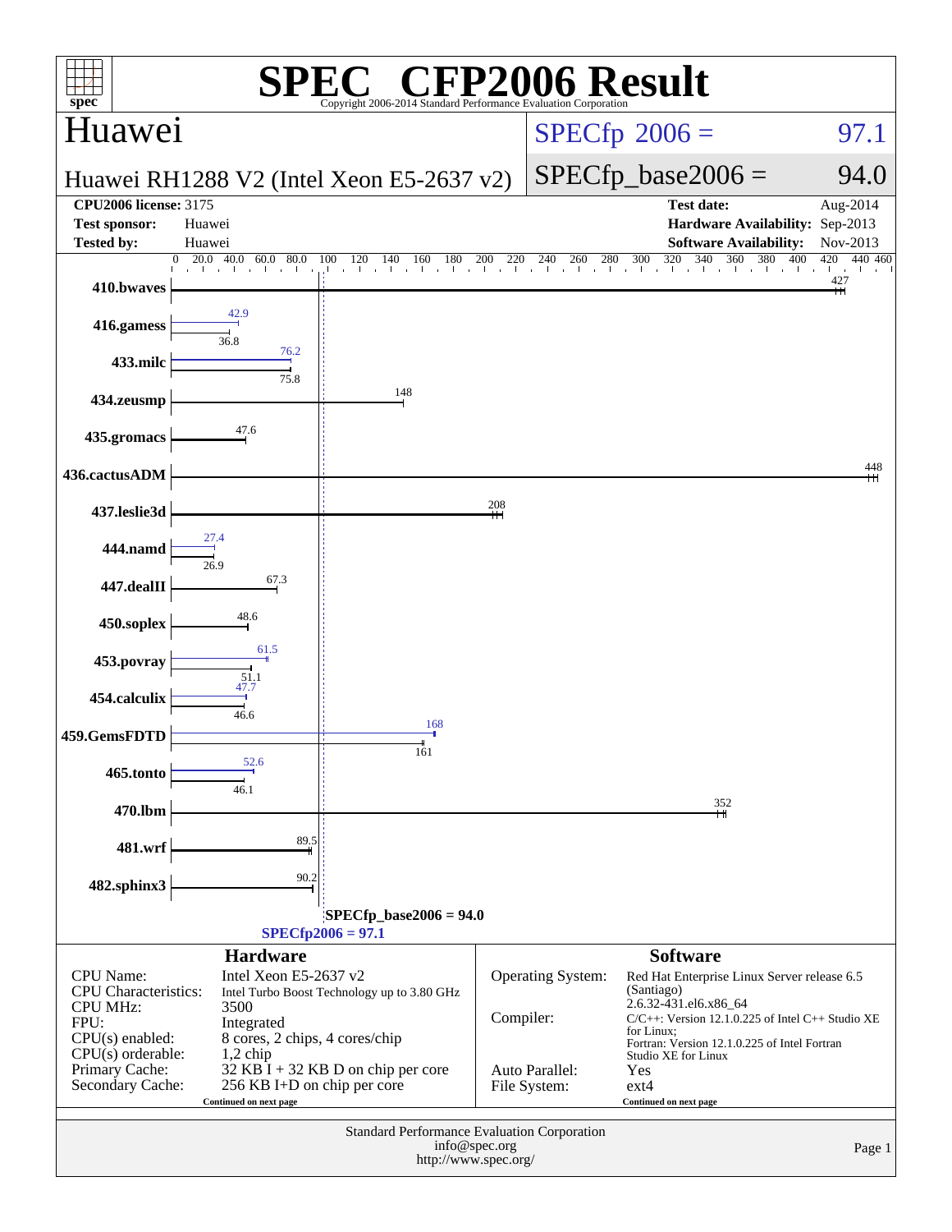# SPEC® CFP2006 Result

Copyright 2006-2014 Standard Performance Evaluation Corporation

## Huawei

**Huawei RH1288 V2 (Intel Xeon E5-2637 v2)**

SPECfp 2006 = 97.1

SPECfp_base2006 = 94.0

| | | | |
|---|---|---|---|
| **CPU2006 license:** 3175 | | **Test date:** | Aug-2014 |
| **Test sponsor:** | Huawei | **Hardware Availability:** | Sep-2013 |
| **Tested by:** | Huawei | **Software Availability:** | Nov-2013 |

| Benchmark | Peak | Base |
|---|---|---|
| 410.bwaves | | 427 |
| 416.gamess | 42.9 | 36.8 |
| 433.milc | 76.2 | 75.8 |
| 434.zeusmp | | 148 |
| 435.gromacs | | 47.6 |
| 436.cactusADM | | 448 |
| 437.leslie3d | | 208 |
| 444.namd | 27.4 | 26.9 |
| 447.dealII | | 67.3 |
| 450.soplex | | 48.6 |
| 453.povray | 61.5 | 51.1 |
| 454.calculix | 47.7 | 46.6 |
| 459.GemsFDTD | 168 | 161 |
| 465.tonto | 52.6 | 46.1 |
| 470.lbm | | 352 |
| 481.wrf | | 89.5 |
| 482.sphinx3 | | 90.2 |

SPECfp_base2006 = 94.0

SPECfp2006 = 97.1

### Hardware

| | |
|---|---|
| CPU Name: | Intel Xeon E5-2637 v2 |
| CPU Characteristics: | Intel Turbo Boost Technology up to 3.80 GHz |
| CPU MHz: | 3500 |
| FPU: | Integrated |
| CPU(s) enabled: | 8 cores, 2 chips, 4 cores/chip |
| CPU(s) orderable: | 1,2 chip |
| Primary Cache: | 32 KB I + 32 KB D on chip per core |
| Secondary Cache: | 256 KB I+D on chip per core |

Continued on next page

### Software

| | |
|---|---|
| Operating System: | Red Hat Enterprise Linux Server release 6.5 (Santiago) 2.6.32-431.el6.x86_64 |
| Compiler: | C/C++: Version 12.1.0.225 of Intel C++ Studio XE for Linux; Fortran: Version 12.1.0.225 of Intel Fortran Studio XE for Linux |
| Auto Parallel: | Yes |
| File System: | ext4 |

Continued on next page

Standard Performance Evaluation Corporation
info@spec.org
http://www.spec.org/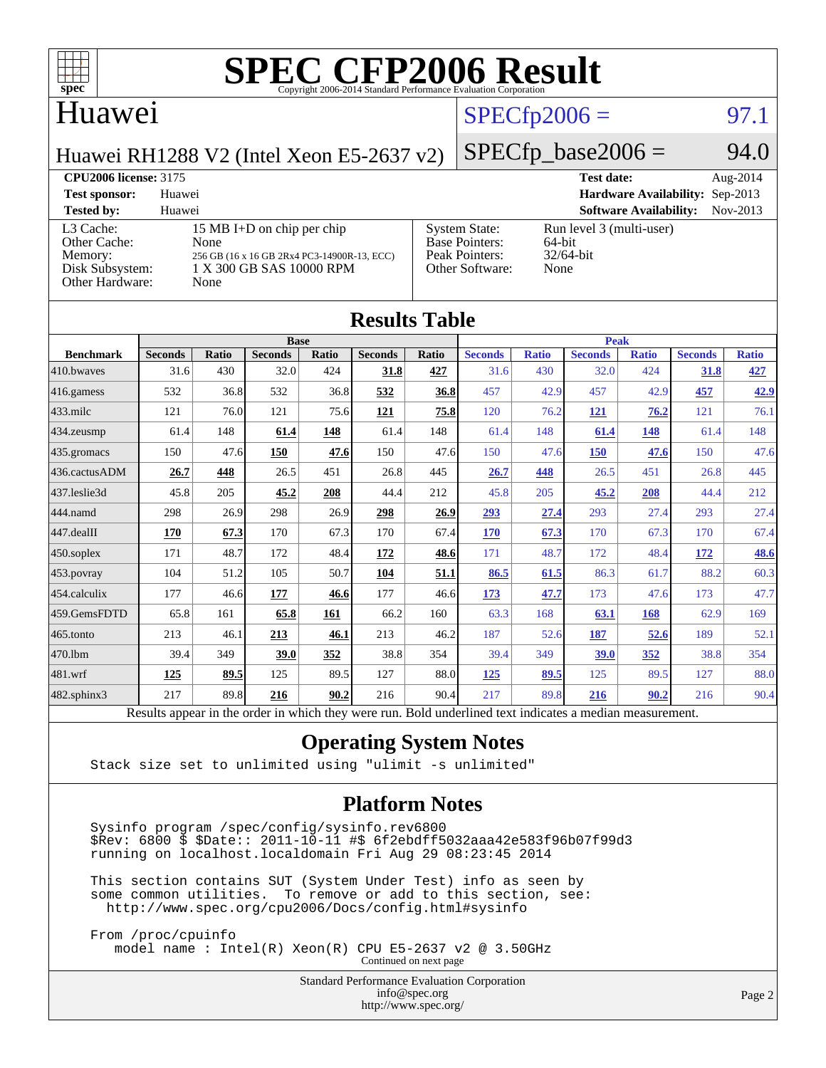# SPEC CFP2006 Result

Copyright 2006-2014 Standard Performance Evaluation Corporation

## Huawei

Huawei RH1288 V2 (Intel Xeon E5-2637 v2)

SPECfp2006 = 97.1

SPECfp_base2006 = 94.0

| | | | |
|---|---|---|---|
| **CPU2006 license:** 3175 | | **Test date:** | Aug-2014 |
| **Test sponsor:** | Huawei | **Hardware Availability:** | Sep-2013 |
| **Tested by:** | Huawei | **Software Availability:** | Nov-2013 |

| | | | |
|---|---|---|---|
| L3 Cache: | 15 MB I+D on chip per chip | System State: | Run level 3 (multi-user) |
| Other Cache: | None | Base Pointers: | 64-bit |
| Memory: | 256 GB (16 x 16 GB 2Rx4 PC3-14900R-13, ECC) | Peak Pointers: | 32/64-bit |
| Disk Subsystem: | 1 X 300 GB SAS 10000 RPM | Other Software: | None |
| Other Hardware: | None | | |

## Results Table

| Benchmark | Base | | | | | | Peak | | | | | |
|---|---|---|---|---|---|---|---|---|---|---|---|---|
| | Seconds | Ratio | Seconds | Ratio | Seconds | Ratio | Seconds | Ratio | Seconds | Ratio | Seconds | Ratio |
| 410.bwaves | 31.6 | 430 | 32.0 | 424 | **31.8** | **427** | 31.6 | 430 | 32.0 | 424 | **31.8** | **427** |
| 416.gamess | 532 | 36.8 | 532 | 36.8 | **532** | **36.8** | 457 | 42.9 | 457 | 42.9 | **457** | **42.9** |
| 433.milc | 121 | 76.0 | 121 | 75.6 | **121** | **75.8** | 120 | 76.2 | **121** | **76.2** | 121 | 76.1 |
| 434.zeusmp | 61.4 | 148 | **61.4** | **148** | 61.4 | 148 | 61.4 | 148 | **61.4** | **148** | 61.4 | 148 |
| 435.gromacs | 150 | 47.6 | **150** | **47.6** | 150 | 47.6 | 150 | 47.6 | **150** | **47.6** | 150 | 47.6 |
| 436.cactusADM | **26.7** | **448** | 26.5 | 451 | 26.8 | 445 | **26.7** | **448** | 26.5 | 451 | 26.8 | 445 |
| 437.leslie3d | 45.8 | 205 | **45.2** | **208** | 44.4 | 212 | 45.8 | 205 | **45.2** | **208** | 44.4 | 212 |
| 444.namd | 298 | 26.9 | 298 | 26.9 | **298** | **26.9** | **293** | **27.4** | 293 | 27.4 | 293 | 27.4 |
| 447.dealII | **170** | **67.3** | 170 | 67.3 | 170 | 67.4 | **170** | **67.3** | 170 | 67.3 | 170 | 67.4 |
| 450.soplex | 171 | 48.7 | 172 | 48.4 | **172** | **48.6** | 171 | 48.7 | 172 | 48.4 | **172** | **48.6** |
| 453.povray | 104 | 51.2 | 105 | 50.7 | **104** | **51.1** | **86.5** | **61.5** | 86.3 | 61.7 | 88.2 | 60.3 |
| 454.calculix | 177 | 46.6 | **177** | **46.6** | 177 | 46.6 | **173** | **47.7** | 173 | 47.6 | 173 | 47.7 |
| 459.GemsFDTD | 65.8 | 161 | **65.8** | **161** | 66.2 | 160 | 63.3 | 168 | **63.1** | **168** | 62.9 | 169 |
| 465.tonto | 213 | 46.1 | **213** | **46.1** | 213 | 46.2 | 187 | 52.6 | **187** | **52.6** | 189 | 52.1 |
| 470.lbm | 39.4 | 349 | **39.0** | **352** | 38.8 | 354 | 39.4 | 349 | **39.0** | **352** | 38.8 | 354 |
| 481.wrf | **125** | **89.5** | 125 | 89.5 | 127 | 88.0 | **125** | **89.5** | 125 | 89.5 | 127 | 88.0 |
| 482.sphinx3 | 217 | 89.8 | **216** | **90.2** | 216 | 90.4 | 217 | 89.8 | **216** | **90.2** | 216 | 90.4 |

Results appear in the order in which they were run. Bold underlined text indicates a median measurement.

## Operating System Notes

```
Stack size set to unlimited using "ulimit -s unlimited"
```

## Platform Notes

```
Sysinfo program /spec/config/sysinfo.rev6800
$Rev: 6800 $ $Date:: 2011-10-11 #$ 6f2ebdff5032aaa42e583f96b07f99d3
running on localhost.localdomain Fri Aug 29 08:23:45 2014

This section contains SUT (System Under Test) info as seen by
some common utilities.  To remove or add to this section, see:
  http://www.spec.org/cpu2006/Docs/config.html#sysinfo

From /proc/cpuinfo
   model name : Intel(R) Xeon(R) CPU E5-2637 v2 @ 3.50GHz
```

Continued on next page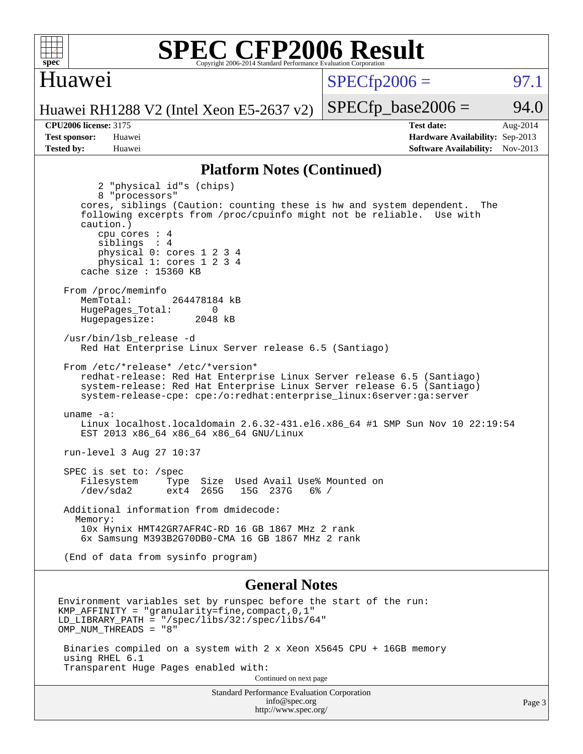## Platform Notes (Continued)

```
        2 "physical id"s (chips)
        8 "processors"
     cores, siblings (Caution: counting these is hw and system dependent.  The
     following excerpts from /proc/cpuinfo might not be reliable.  Use with
     caution.)
        cpu cores : 4
        siblings  : 4
        physical 0: cores 1 2 3 4
        physical 1: cores 1 2 3 4
     cache size : 15360 KB

  From /proc/meminfo
     MemTotal:       264478184 kB
     HugePages_Total:       0
     Hugepagesize:       2048 kB

  /usr/bin/lsb_release -d
     Red Hat Enterprise Linux Server release 6.5 (Santiago)

  From /etc/*release* /etc/*version*
     redhat-release: Red Hat Enterprise Linux Server release 6.5 (Santiago)
     system-release: Red Hat Enterprise Linux Server release 6.5 (Santiago)
     system-release-cpe: cpe:/o:redhat:enterprise_linux:6server:ga:server

  uname -a:
     Linux localhost.localdomain 2.6.32-431.el6.x86_64 #1 SMP Sun Nov 10 22:19:54
     EST 2013 x86_64 x86_64 x86_64 GNU/Linux

  run-level 3 Aug 27 10:37

  SPEC is set to: /spec
     Filesystem     Type  Size  Used Avail Use% Mounted on
     /dev/sda2      ext4  265G   15G  237G   6% /

  Additional information from dmidecode:
    Memory:
     10x Hynix HMT42GR7AFR4C-RD 16 GB 1867 MHz 2 rank
     6x Samsung M393B2G70DB0-CMA 16 GB 1867 MHz 2 rank

  (End of data from sysinfo program)
```

## General Notes

```
Environment variables set by runspec before the start of the run:
KMP_AFFINITY = "granularity=fine,compact,0,1"
LD_LIBRARY_PATH = "/spec/libs/32:/spec/libs/64"
OMP_NUM_THREADS = "8"

 Binaries compiled on a system with 2 x Xeon X5645 CPU + 16GB memory
 using RHEL 6.1
 Transparent Huge Pages enabled with:
```

Continued on next page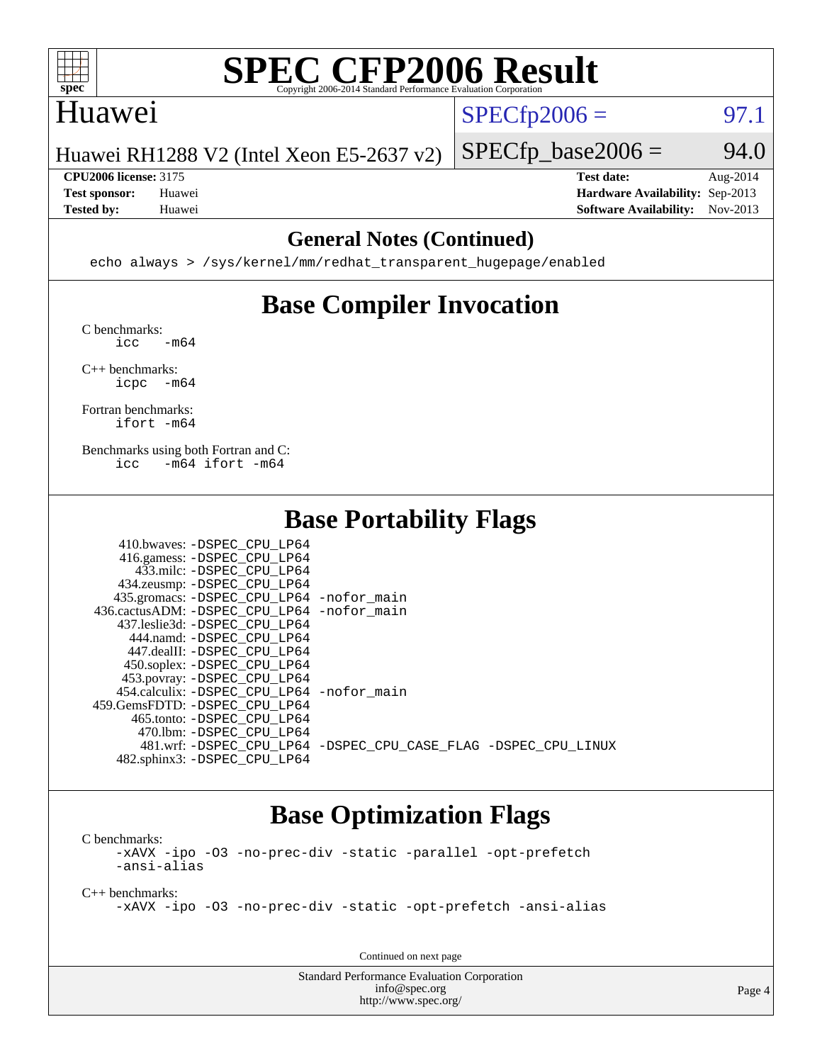# SPEC CFP2006 Result

Copyright 2006-2014 Standard Performance Evaluation Corporation

## Huawei

Huawei RH1288 V2 (Intel Xeon E5-2637 v2)

SPECfp2006 = 97.1

SPECfp_base2006 = 94.0

**CPU2006 license:** 3175
**Test sponsor:** Huawei
**Tested by:** Huawei

**Test date:** Aug-2014
**Hardware Availability:** Sep-2013
**Software Availability:** Nov-2013

## General Notes (Continued)

```
echo always > /sys/kernel/mm/redhat_transparent_hugepage/enabled
```

## Base Compiler Invocation

C benchmarks:
```
icc   -m64
```

C++ benchmarks:
```
icpc  -m64
```

Fortran benchmarks:
```
ifort -m64
```

Benchmarks using both Fortran and C:
```
icc   -m64 ifort -m64
```

## Base Portability Flags

```
     410.bwaves: -DSPEC_CPU_LP64
     416.gamess: -DSPEC_CPU_LP64
       433.milc: -DSPEC_CPU_LP64
    434.zeusmp: -DSPEC_CPU_LP64
   435.gromacs: -DSPEC_CPU_LP64 -nofor_main
 436.cactusADM: -DSPEC_CPU_LP64 -nofor_main
   437.leslie3d: -DSPEC_CPU_LP64
      444.namd: -DSPEC_CPU_LP64
     447.dealII: -DSPEC_CPU_LP64
     450.soplex: -DSPEC_CPU_LP64
     453.povray: -DSPEC_CPU_LP64
   454.calculix: -DSPEC_CPU_LP64 -nofor_main
 459.GemsFDTD: -DSPEC_CPU_LP64
      465.tonto: -DSPEC_CPU_LP64
        470.lbm: -DSPEC_CPU_LP64
        481.wrf: -DSPEC_CPU_LP64 -DSPEC_CPU_CASE_FLAG -DSPEC_CPU_LINUX
   482.sphinx3: -DSPEC_CPU_LP64
```

## Base Optimization Flags

C benchmarks:
```
-xAVX -ipo -O3 -no-prec-div -static -parallel -opt-prefetch
-ansi-alias
```

C++ benchmarks:
```
-xAVX -ipo -O3 -no-prec-div -static -opt-prefetch -ansi-alias
```

Continued on next page

Standard Performance Evaluation Corporation
info@spec.org
http://www.spec.org/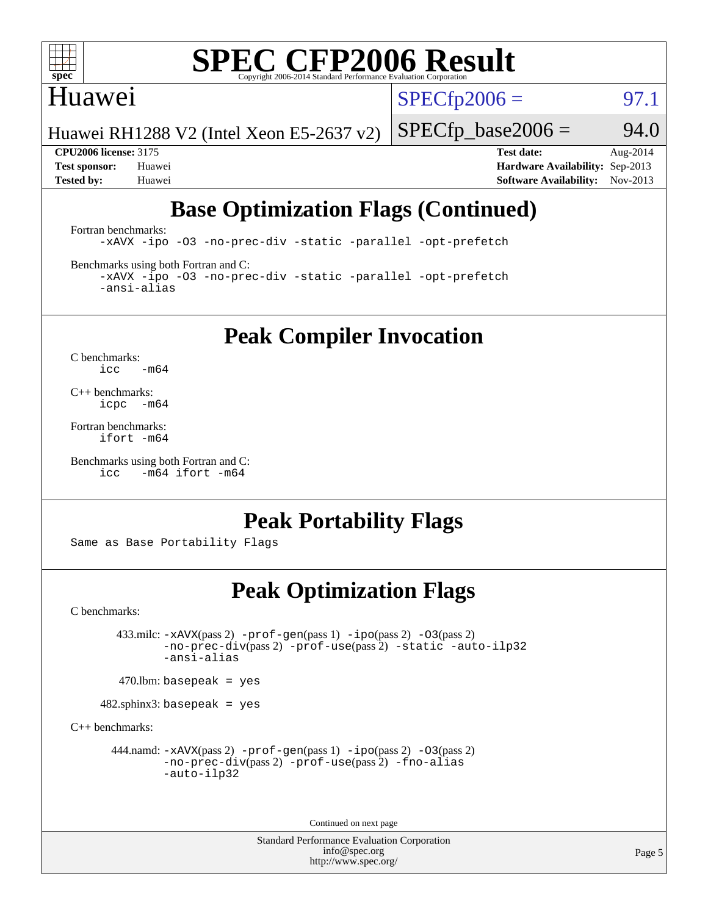## Base Optimization Flags (Continued)

Fortran benchmarks:

```
-xAVX -ipo -O3 -no-prec-div -static -parallel -opt-prefetch
```

Benchmarks using both Fortran and C:

```
-xAVX -ipo -O3 -no-prec-div -static -parallel -opt-prefetch
-ansi-alias
```

## Peak Compiler Invocation

C benchmarks:

```
icc   -m64
```

C++ benchmarks:

```
icpc  -m64
```

Fortran benchmarks:

```
ifort -m64
```

Benchmarks using both Fortran and C:

```
icc   -m64 ifort -m64
```

## Peak Portability Flags

Same as Base Portability Flags

## Peak Optimization Flags

C benchmarks:

433.milc: -xAVX(pass 2) -prof-gen(pass 1) -ipo(pass 2) -O3(pass 2) -no-prec-div(pass 2) -prof-use(pass 2) -static -auto-ilp32 -ansi-alias

470.lbm: basepeak = yes

482.sphinx3: basepeak = yes

C++ benchmarks:

444.namd: -xAVX(pass 2) -prof-gen(pass 1) -ipo(pass 2) -O3(pass 2) -no-prec-div(pass 2) -prof-use(pass 2) -fno-alias -auto-ilp32

Continued on next page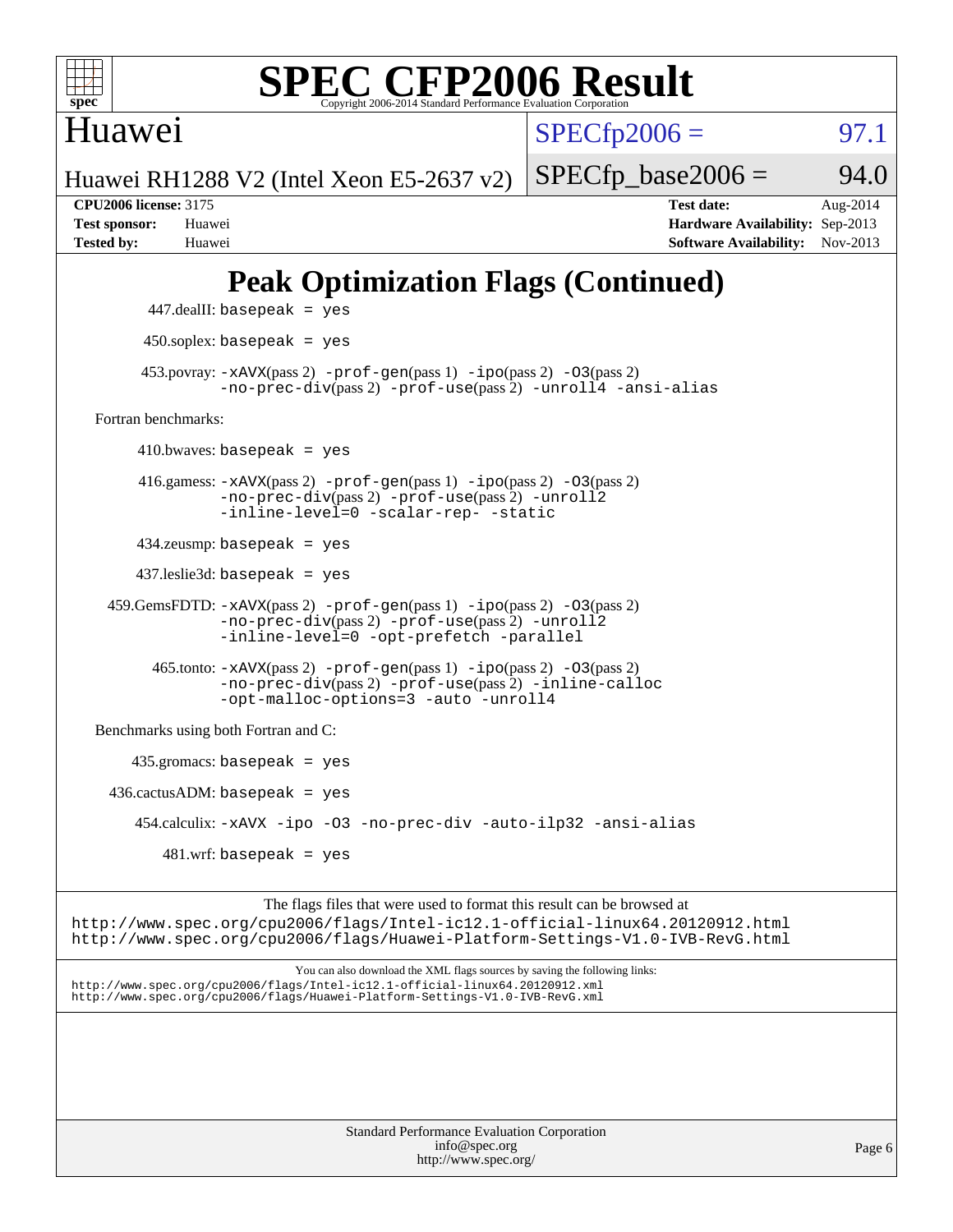# Peak Optimization Flags (Continued)

447.dealII: basepeak = yes

450.soplex: basepeak = yes

453.povray: -xAVX(pass 2) -prof-gen(pass 1) -ipo(pass 2) -O3(pass 2) -no-prec-div(pass 2) -prof-use(pass 2) -unroll4 -ansi-alias

Fortran benchmarks:

410.bwaves: basepeak = yes

416.gamess: -xAVX(pass 2) -prof-gen(pass 1) -ipo(pass 2) -O3(pass 2) -no-prec-div(pass 2) -prof-use(pass 2) -unroll2 -inline-level=0 -scalar-rep- -static

434.zeusmp: basepeak = yes

437.leslie3d: basepeak = yes

459.GemsFDTD: -xAVX(pass 2) -prof-gen(pass 1) -ipo(pass 2) -O3(pass 2) -no-prec-div(pass 2) -prof-use(pass 2) -unroll2 -inline-level=0 -opt-prefetch -parallel

465.tonto: -xAVX(pass 2) -prof-gen(pass 1) -ipo(pass 2) -O3(pass 2) -no-prec-div(pass 2) -prof-use(pass 2) -inline-calloc -opt-malloc-options=3 -auto -unroll4

Benchmarks using both Fortran and C:

435.gromacs: basepeak = yes

436.cactusADM: basepeak = yes

454.calculix: -xAVX -ipo -O3 -no-prec-div -auto-ilp32 -ansi-alias

481.wrf: basepeak = yes

The flags files that were used to format this result can be browsed at
http://www.spec.org/cpu2006/flags/Intel-ic12.1-official-linux64.20120912.html
http://www.spec.org/cpu2006/flags/Huawei-Platform-Settings-V1.0-IVB-RevG.html

You can also download the XML flags sources by saving the following links:
http://www.spec.org/cpu2006/flags/Intel-ic12.1-official-linux64.20120912.xml
http://www.spec.org/cpu2006/flags/Huawei-Platform-Settings-V1.0-IVB-RevG.xml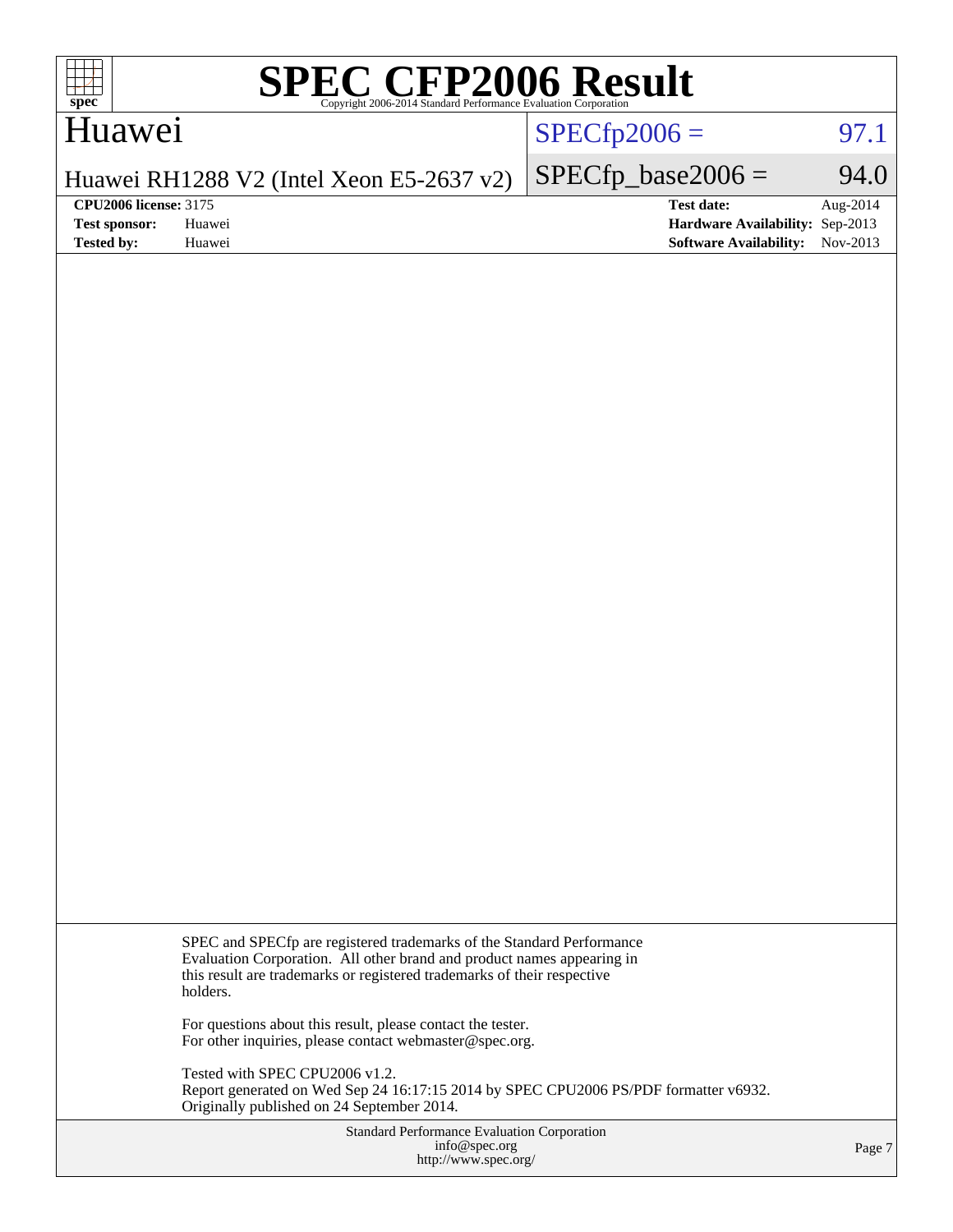# SPEC CFP2006 Result

Copyright 2006-2014 Standard Performance Evaluation Corporation

## Huawei

Huawei RH1288 V2 (Intel Xeon E5-2637 v2)

SPECfp2006 = 97.1

SPECfp_base2006 = 94.0

**CPU2006 license:** 3175

**Test sponsor:** Huawei

**Tested by:** Huawei

**Test date:** Aug-2014

**Hardware Availability:** Sep-2013

**Software Availability:** Nov-2013

SPEC and SPECfp are registered trademarks of the Standard Performance Evaluation Corporation. All other brand and product names appearing in this result are trademarks or registered trademarks of their respective holders.

For questions about this result, please contact the tester.
For other inquiries, please contact webmaster@spec.org.

Tested with SPEC CPU2006 v1.2.
Report generated on Wed Sep 24 16:17:15 2014 by SPEC CPU2006 PS/PDF formatter v6932.
Originally published on 24 September 2014.

Standard Performance Evaluation Corporation
info@spec.org
http://www.spec.org/